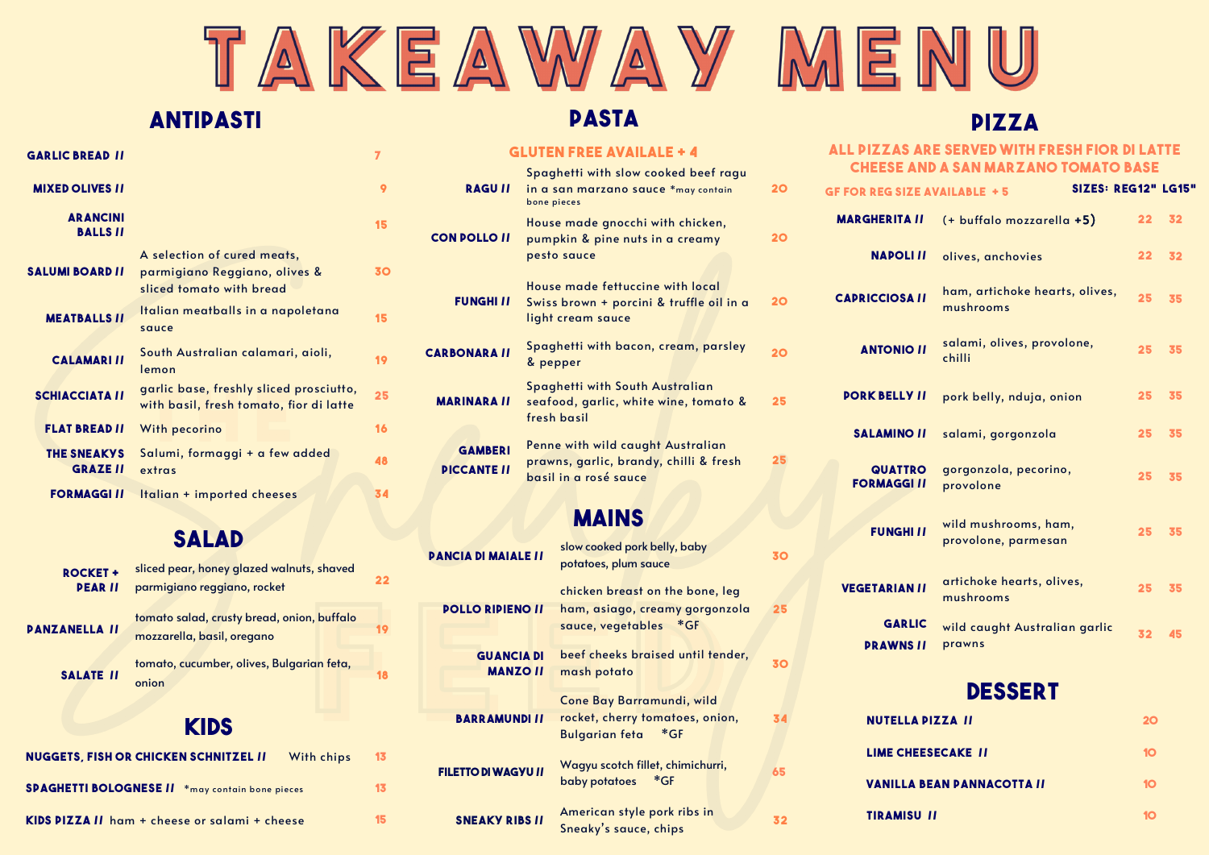# TAKEAWAY MENU

## ANTIPASTI

| Item | Description | Price |
| --- | --- | --- |
| GARLIC BREAD // | | 7 |
| MIXED OLIVES // | | 9 |
| ARANCINI BALLS // | | 15 |
| SALUMI BOARD // | A selection of cured meats, parmigiano Reggiano, olives & sliced tomato with bread | 30 |
| MEATBALLS // | Italian meatballs in a napoletana sauce | 15 |
| CALAMARI // | South Australian calamari, aioli, lemon | 19 |
| SCHIACCIATA // | garlic base, freshly sliced prosciutto, with basil, fresh tomato, fior di latte | 25 |
| FLAT BREAD // | With pecorino | 16 |
| THE SNEAKYS GRAZE // | Salumi, formaggi + a few added extras | 48 |
| FORMAGGI // | Italian + imported cheeses | 34 |

## SALAD

| Item | Description | Price |
| --- | --- | --- |
| ROCKET + PEAR // | sliced pear, honey glazed walnuts, shaved parmigiano reggiano, rocket | 22 |
| PANZANELLA // | tomato salad, crusty bread, onion, buffalo mozzarella, basil, oregano | 19 |
| SALATE // | tomato, cucumber, olives, Bulgarian feta, onion | 18 |

## KIDS

| Item | Description | Price |
| --- | --- | --- |
| NUGGETS, FISH OR CHICKEN SCHNITZEL // | With chips | 13 |
| SPAGHETTI BOLOGNESE // | *may contain bone pieces | 13 |
| KIDS PIZZA // | ham + cheese or salami + cheese | 15 |

## PASTA

**GLUTEN FREE AVAILALE + 4**

| Item | Description | Price |
| --- | --- | --- |
| RAGU // | Spaghetti with slow cooked beef ragu in a san marzano sauce *may contain bone pieces | 20 |
| CON POLLO // | House made gnocchi with chicken, pumpkin & pine nuts in a creamy pesto sauce | 20 |
| FUNGHI // | House made fettuccine with local Swiss brown + porcini & truffle oil in a light cream sauce | 20 |
| CARBONARA // | Spaghetti with bacon, cream, parsley & pepper | 20 |
| MARINARA // | Spaghetti with South Australian seafood, garlic, white wine, tomato & fresh basil | 25 |
| GAMBERI PICCANTE // | Penne with wild caught Australian prawns, garlic, brandy, chilli & fresh basil in a rosé sauce | 25 |

## MAINS

| Item | Description | Price |
| --- | --- | --- |
| PANCIA DI MAIALE // | slow cooked pork belly, baby potatoes, plum sauce | 30 |
| POLLO RIPIENO // | chicken breast on the bone, leg ham, asiago, creamy gorgonzola sauce, vegetables *GF | 25 |
| GUANCIA DI MANZO // | beef cheeks braised until tender, mash potato | 30 |
| BARRAMUNDI // | Cone Bay Barramundi, wild rocket, cherry tomatoes, onion, Bulgarian feta *GF | 34 |
| FILETTO DI WAGYU // | Wagyu scotch fillet, chimichurri, baby potatoes *GF | 65 |
| SNEAKY RIBS // | American style pork ribs in Sneaky's sauce, chips | 32 |

## PIZZA

**ALL PIZZAS ARE SERVED WITH FRESH FIOR DI LATTE CHEESE AND A SAN MARZANO TOMATO BASE**

GF FOR REG SIZE AVAILABLE + 5

| Item | Description | REG12" | LG15" |
| --- | --- | --- | --- |
| MARGHERITA // | (+ buffalo mozzarella +5) | 22 | 32 |
| NAPOLI // | olives, anchovies | 22 | 32 |
| CAPRICCIOSA // | ham, artichoke hearts, olives, mushrooms | 25 | 35 |
| ANTONIO // | salami, olives, provolone, chilli | 25 | 35 |
| PORK BELLY // | pork belly, nduja, onion | 25 | 35 |
| SALAMINO // | salami, gorgonzola | 25 | 35 |
| QUATTRO FORMAGGI // | gorgonzola, pecorino, provolone | 25 | 35 |
| FUNGHI // | wild mushrooms, ham, provolone, parmesan | 25 | 35 |
| VEGETARIAN // | artichoke hearts, olives, mushrooms | 25 | 35 |
| GARLIC PRAWNS // | wild caught Australian garlic prawns | 32 | 45 |

## DESSERT

| Item | Price |
| --- | --- |
| NUTELLA PIZZA // | 20 |
| LIME CHEESECAKE // | 10 |
| VANILLA BEAN PANNACOTTA // | 10 |
| TIRAMISU // | 10 |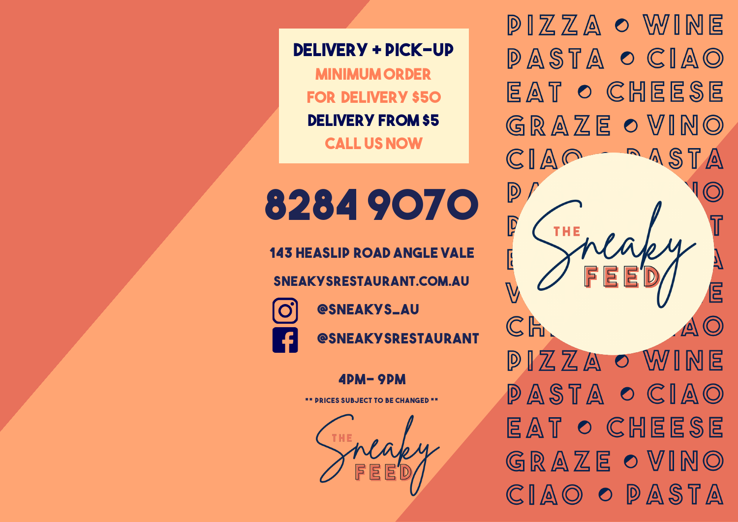**DELIVERY + PICK-UP**

MINIMUM ORDER

FOR DELIVERY $50

**DELIVERY FROM $5**

CALL US NOW

# 8284 9070

**143 HEASLIP ROAD ANGLE VALE**

**SNEAKYSRESTAURANT.COM.AU**

@SNEAKYS_AU

@SNEAKYSRESTAURANT

**4PM- 9PM**

** PRICES SUBJECT TO BE CHANGED **

THE Sneaky FEED

PIZZA • WINE
PASTA • CIAO
EAT • CHEESE
GRAZE • VINO
CIAO • PASTA

THE Sneaky FEED

PIZZA • WINE
PASTA • CIAO
EAT • CHEESE
GRAZE • VINO
CIAO • PASTA